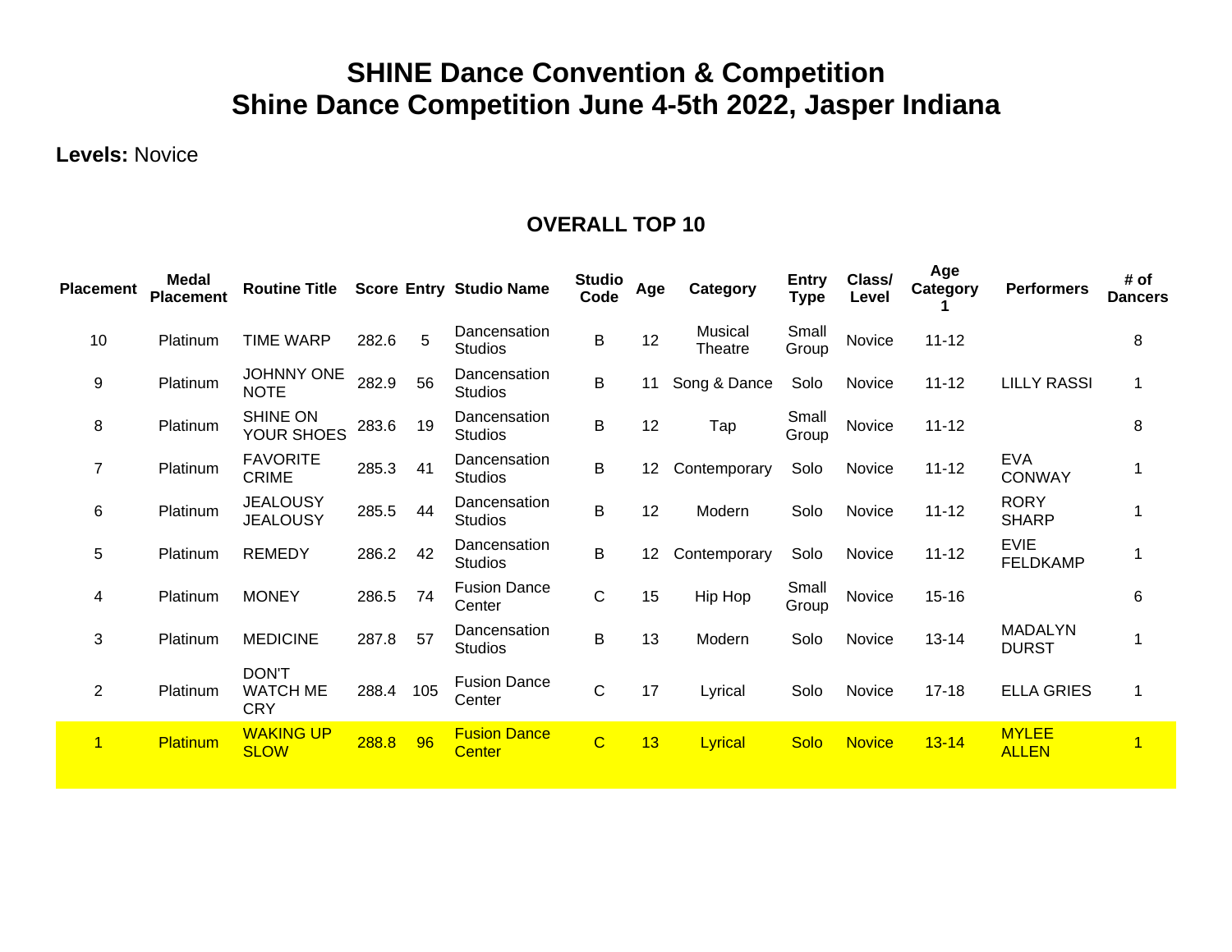# SHINE Dance Convention & Competition
# Shine Dance Competition June 4-5th 2022, Jasper Indiana

**Levels:** Novice

## OVERALL TOP 10

| Placement | Medal Placement | Routine Title | Score | Entry | Studio Name | Studio Code | Age | Category | Entry Type | Class/ Level | Age Category 1 | Performers | # of Dancers |
|---|---|---|---|---|---|---|---|---|---|---|---|---|---|
| 10 | Platinum | TIME WARP | 282.6 | 5 | Dancensation Studios | B | 12 | Musical Theatre | Small Group | Novice | 11-12 | | 8 |
| 9 | Platinum | JOHNNY ONE NOTE | 282.9 | 56 | Dancensation Studios | B | 11 | Song & Dance | Solo | Novice | 11-12 | LILLY RASSI | 1 |
| 8 | Platinum | SHINE ON YOUR SHOES | 283.6 | 19 | Dancensation Studios | B | 12 | Tap | Small Group | Novice | 11-12 | | 8 |
| 7 | Platinum | FAVORITE CRIME | 285.3 | 41 | Dancensation Studios | B | 12 | Contemporary | Solo | Novice | 11-12 | EVA CONWAY | 1 |
| 6 | Platinum | JEALOUSY JEALOUSY | 285.5 | 44 | Dancensation Studios | B | 12 | Modern | Solo | Novice | 11-12 | RORY SHARP | 1 |
| 5 | Platinum | REMEDY | 286.2 | 42 | Dancensation Studios | B | 12 | Contemporary | Solo | Novice | 11-12 | EVIE FELDKAMP | 1 |
| 4 | Platinum | MONEY | 286.5 | 74 | Fusion Dance Center | C | 15 | Hip Hop | Small Group | Novice | 15-16 | | 6 |
| 3 | Platinum | MEDICINE | 287.8 | 57 | Dancensation Studios | B | 13 | Modern | Solo | Novice | 13-14 | MADALYN DURST | 1 |
| 2 | Platinum | DON'T WATCH ME CRY | 288.4 | 105 | Fusion Dance Center | C | 17 | Lyrical | Solo | Novice | 17-18 | ELLA GRIES | 1 |
| 1 | Platinum | WAKING UP SLOW | 288.8 | 96 | Fusion Dance Center | C | 13 | Lyrical | Solo | Novice | 13-14 | MYLEE ALLEN | 1 |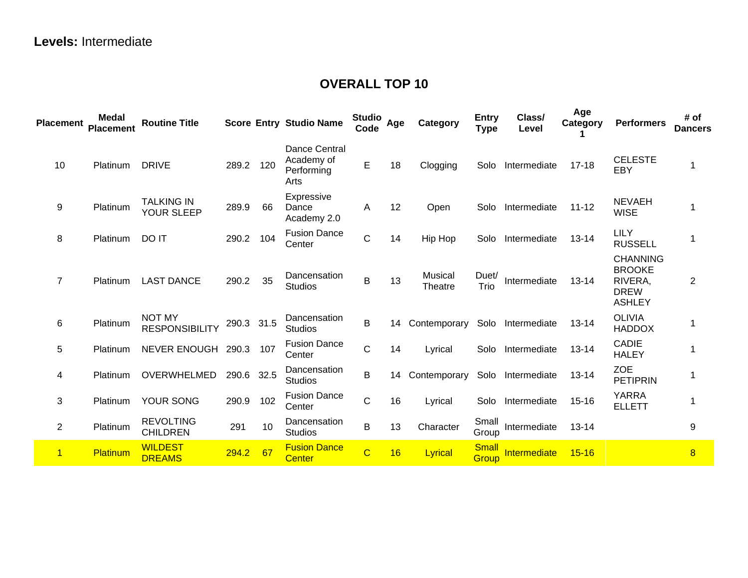**Levels:** Intermediate

## OVERALL TOP 10

| Placement | Medal Placement | Routine Title | Score | Entry | Studio Name | Studio Code | Age | Category | Entry Type | Class/ Level | Age Category 1 | Performers | # of Dancers |
|---|---|---|---|---|---|---|---|---|---|---|---|---|---|
| 10 | Platinum | DRIVE | 289.2 | 120 | Dance Central Academy of Performing Arts | E | 18 | Clogging | Solo | Intermediate | 17-18 | CELESTE EBY | 1 |
| 9 | Platinum | TALKING IN YOUR SLEEP | 289.9 | 66 | Expressive Dance Academy 2.0 | A | 12 | Open | Solo | Intermediate | 11-12 | NEVAEH WISE | 1 |
| 8 | Platinum | DO IT | 290.2 | 104 | Fusion Dance Center | C | 14 | Hip Hop | Solo | Intermediate | 13-14 | LILY RUSSELL | 1 |
| 7 | Platinum | LAST DANCE | 290.2 | 35 | Dancensation Studios | B | 13 | Musical Theatre | Duet/ Trio | Intermediate | 13-14 | CHANNING BROOKE RIVERA, DREW ASHLEY | 2 |
| 6 | Platinum | NOT MY RESPONSIBILITY | 290.3 | 31.5 | Dancensation Studios | B | 14 | Contemporary | Solo | Intermediate | 13-14 | OLIVIA HADDOX | 1 |
| 5 | Platinum | NEVER ENOUGH | 290.3 | 107 | Fusion Dance Center | C | 14 | Lyrical | Solo | Intermediate | 13-14 | CADIE HALEY | 1 |
| 4 | Platinum | OVERWHELMED | 290.6 | 32.5 | Dancensation Studios | B | 14 | Contemporary | Solo | Intermediate | 13-14 | ZOE PETIPRIN | 1 |
| 3 | Platinum | YOUR SONG | 290.9 | 102 | Fusion Dance Center | C | 16 | Lyrical | Solo | Intermediate | 15-16 | YARRA ELLETT | 1 |
| 2 | Platinum | REVOLTING CHILDREN | 291 | 10 | Dancensation Studios | B | 13 | Character | Small Group | Intermediate | 13-14 | | 9 |
| 1 | Platinum | WILDEST DREAMS | 294.2 | 67 | Fusion Dance Center | C | 16 | Lyrical | Small Group | Intermediate | 15-16 | | 8 |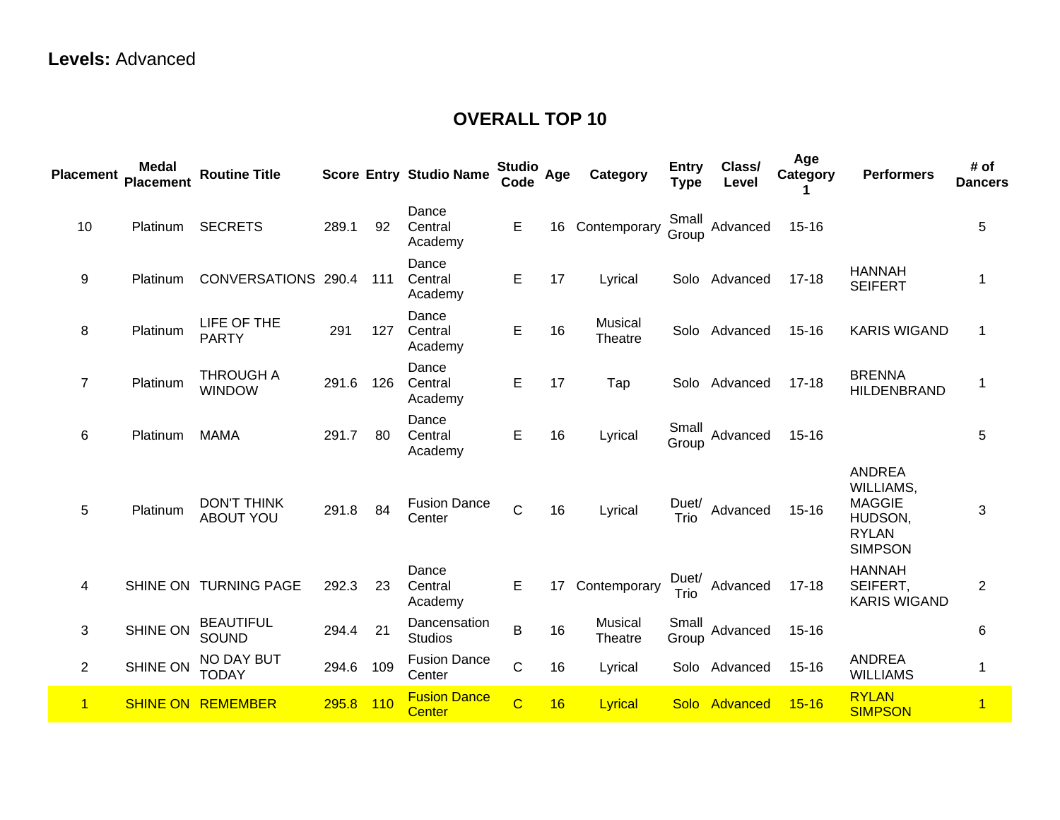**Levels:** Advanced

## OVERALL TOP 10

| Placement | Medal Placement | Routine Title | Score | Entry | Studio Name | Studio Code | Age | Category | Entry Type | Class/ Level | Age Category 1 | Performers | # of Dancers |
|---|---|---|---|---|---|---|---|---|---|---|---|---|---|
| 10 | Platinum | SECRETS | 289.1 | 92 | Dance Central Academy | E | 16 | Contemporary | Small Group | Advanced | 15-16 | | 5 |
| 9 | Platinum | CONVERSATIONS | 290.4 | 111 | Dance Central Academy | E | 17 | Lyrical | Solo | Advanced | 17-18 | HANNAH SEIFERT | 1 |
| 8 | Platinum | LIFE OF THE PARTY | 291 | 127 | Dance Central Academy | E | 16 | Musical Theatre | Solo | Advanced | 15-16 | KARIS WIGAND | 1 |
| 7 | Platinum | THROUGH A WINDOW | 291.6 | 126 | Dance Central Academy | E | 17 | Tap | Solo | Advanced | 17-18 | BRENNA HILDENBRAND | 1 |
| 6 | Platinum | MAMA | 291.7 | 80 | Dance Central Academy | E | 16 | Lyrical | Small Group | Advanced | 15-16 | | 5 |
| 5 | Platinum | DON'T THINK ABOUT YOU | 291.8 | 84 | Fusion Dance Center | C | 16 | Lyrical | Duet/ Trio | Advanced | 15-16 | ANDREA WILLIAMS, MAGGIE HUDSON, RYLAN SIMPSON | 3 |
| 4 | SHINE ON | TURNING PAGE | 292.3 | 23 | Dance Central Academy | E | 17 | Contemporary | Duet/ Trio | Advanced | 17-18 | HANNAH SEIFERT, KARIS WIGAND | 2 |
| 3 | SHINE ON | BEAUTIFUL SOUND | 294.4 | 21 | Dancensation Studios | B | 16 | Musical Theatre | Small Group | Advanced | 15-16 | | 6 |
| 2 | SHINE ON | NO DAY BUT TODAY | 294.6 | 109 | Fusion Dance Center | C | 16 | Lyrical | Solo | Advanced | 15-16 | ANDREA WILLIAMS | 1 |
| 1 | SHINE ON | REMEMBER | 295.8 | 110 | Fusion Dance Center | C | 16 | Lyrical | Solo | Advanced | 15-16 | RYLAN SIMPSON | 1 |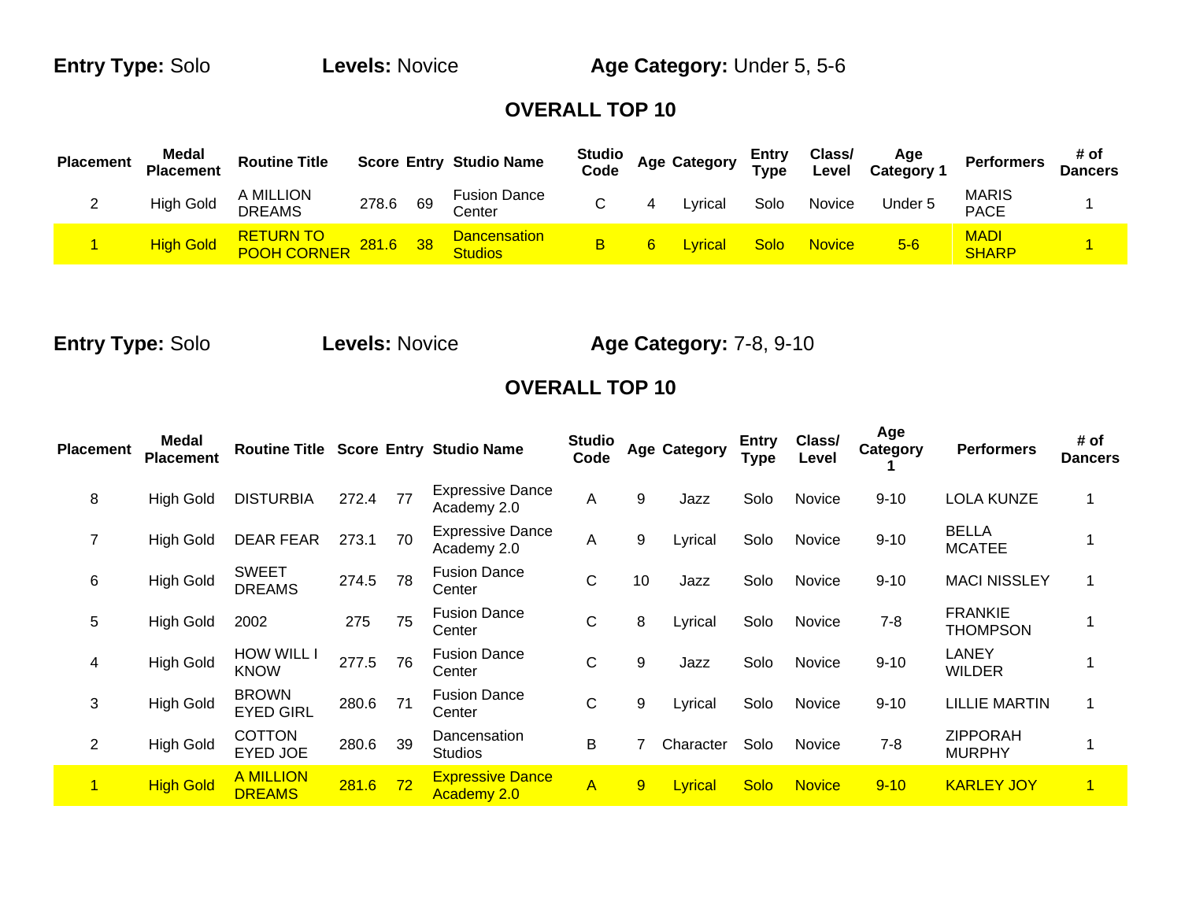**Entry Type:** Solo **Levels:** Novice **Age Category:** Under 5, 5-6

## OVERALL TOP 10

| Placement | Medal Placement | Routine Title | Score | Entry | Studio Name | Studio Code | Age | Category | Entry Type | Class/ Level | Age Category 1 | Performers | # of Dancers |
|---|---|---|---|---|---|---|---|---|---|---|---|---|---|
| 2 | High Gold | A MILLION DREAMS | 278.6 | 69 | Fusion Dance Center | C | 4 | Lyrical | Solo | Novice | Under 5 | MARIS PACE | 1 |
| 1 | High Gold | RETURN TO POOH CORNER | 281.6 | 38 | Dancensation Studios | B | 6 | Lyrical | Solo | Novice | 5-6 | MADI SHARP | 1 |

**Entry Type:** Solo **Levels:** Novice **Age Category:** 7-8, 9-10

## OVERALL TOP 10

| Placement | Medal Placement | Routine Title | Score | Entry | Studio Name | Studio Code | Age | Category | Entry Type | Class/ Level | Age Category 1 | Performers | # of Dancers |
|---|---|---|---|---|---|---|---|---|---|---|---|---|---|
| 8 | High Gold | DISTURBIA | 272.4 | 77 | Expressive Dance Academy 2.0 | A | 9 | Jazz | Solo | Novice | 9-10 | LOLA KUNZE | 1 |
| 7 | High Gold | DEAR FEAR | 273.1 | 70 | Expressive Dance Academy 2.0 | A | 9 | Lyrical | Solo | Novice | 9-10 | BELLA MCATEE | 1 |
| 6 | High Gold | SWEET DREAMS | 274.5 | 78 | Fusion Dance Center | C | 10 | Jazz | Solo | Novice | 9-10 | MACI NISSLEY | 1 |
| 5 | High Gold | 2002 | 275 | 75 | Fusion Dance Center | C | 8 | Lyrical | Solo | Novice | 7-8 | FRANKIE THOMPSON | 1 |
| 4 | High Gold | HOW WILL I KNOW | 277.5 | 76 | Fusion Dance Center | C | 9 | Jazz | Solo | Novice | 9-10 | LANEY WILDER | 1 |
| 3 | High Gold | BROWN EYED GIRL | 280.6 | 71 | Fusion Dance Center | C | 9 | Lyrical | Solo | Novice | 9-10 | LILLIE MARTIN | 1 |
| 2 | High Gold | COTTON EYED JOE | 280.6 | 39 | Dancensation Studios | B | 7 | Character | Solo | Novice | 7-8 | ZIPPORAH MURPHY | 1 |
| 1 | High Gold | A MILLION DREAMS | 281.6 | 72 | Expressive Dance Academy 2.0 | A | 9 | Lyrical | Solo | Novice | 9-10 | KARLEY JOY | 1 |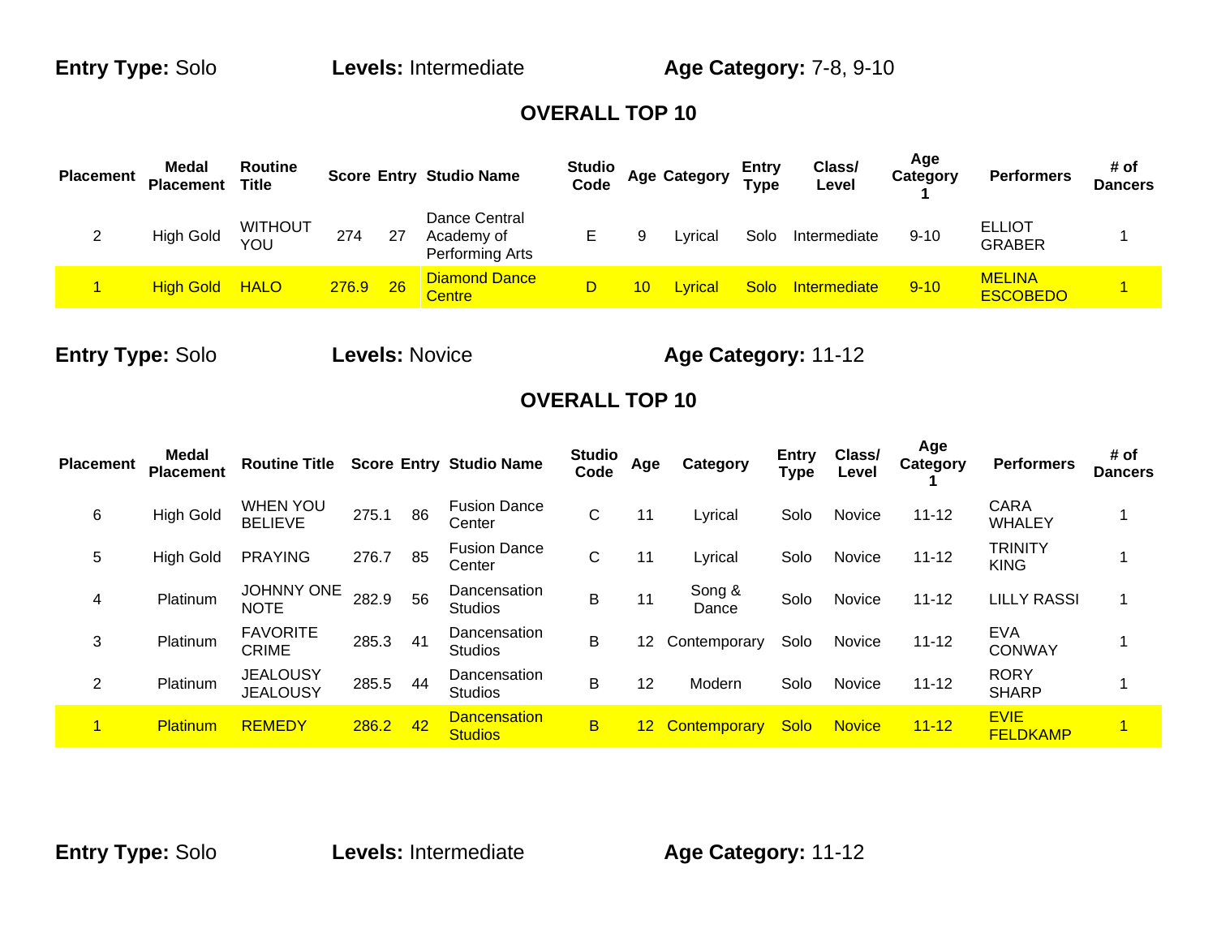**Entry Type:** Solo **Levels:** Intermediate **Age Category:** 7-8, 9-10

## OVERALL TOP 10

| Placement | Medal Placement | Routine Title | Score | Entry | Studio Name | Studio Code | Age | Category | Entry Type | Class/ Level | Age Category 1 | Performers | # of Dancers |
|---|---|---|---|---|---|---|---|---|---|---|---|---|---|
| 2 | High Gold | WITHOUT YOU | 274 | 27 | Dance Central Academy of Performing Arts | E | 9 | Lyrical | Solo | Intermediate | 9-10 | ELLIOT GRABER | 1 |
| 1 | High Gold | HALO | 276.9 | 26 | Diamond Dance Centre | D | 10 | Lyrical | Solo | Intermediate | 9-10 | MELINA ESCOBEDO | 1 |

**Entry Type:** Solo **Levels:** Novice **Age Category:** 11-12

## OVERALL TOP 10

| Placement | Medal Placement | Routine Title | Score | Entry | Studio Name | Studio Code | Age | Category | Entry Type | Class/ Level | Age Category 1 | Performers | # of Dancers |
|---|---|---|---|---|---|---|---|---|---|---|---|---|---|
| 6 | High Gold | WHEN YOU BELIEVE | 275.1 | 86 | Fusion Dance Center | C | 11 | Lyrical | Solo | Novice | 11-12 | CARA WHALEY | 1 |
| 5 | High Gold | PRAYING | 276.7 | 85 | Fusion Dance Center | C | 11 | Lyrical | Solo | Novice | 11-12 | TRINITY KING | 1 |
| 4 | Platinum | JOHNNY ONE NOTE | 282.9 | 56 | Dancensation Studios | B | 11 | Song & Dance | Solo | Novice | 11-12 | LILLY RASSI | 1 |
| 3 | Platinum | FAVORITE CRIME | 285.3 | 41 | Dancensation Studios | B | 12 | Contemporary | Solo | Novice | 11-12 | EVA CONWAY | 1 |
| 2 | Platinum | JEALOUSY JEALOUSY | 285.5 | 44 | Dancensation Studios | B | 12 | Modern | Solo | Novice | 11-12 | RORY SHARP | 1 |
| 1 | Platinum | REMEDY | 286.2 | 42 | Dancensation Studios | B | 12 | Contemporary | Solo | Novice | 11-12 | EVIE FELDKAMP | 1 |

**Entry Type:** Solo **Levels:** Intermediate **Age Category:** 11-12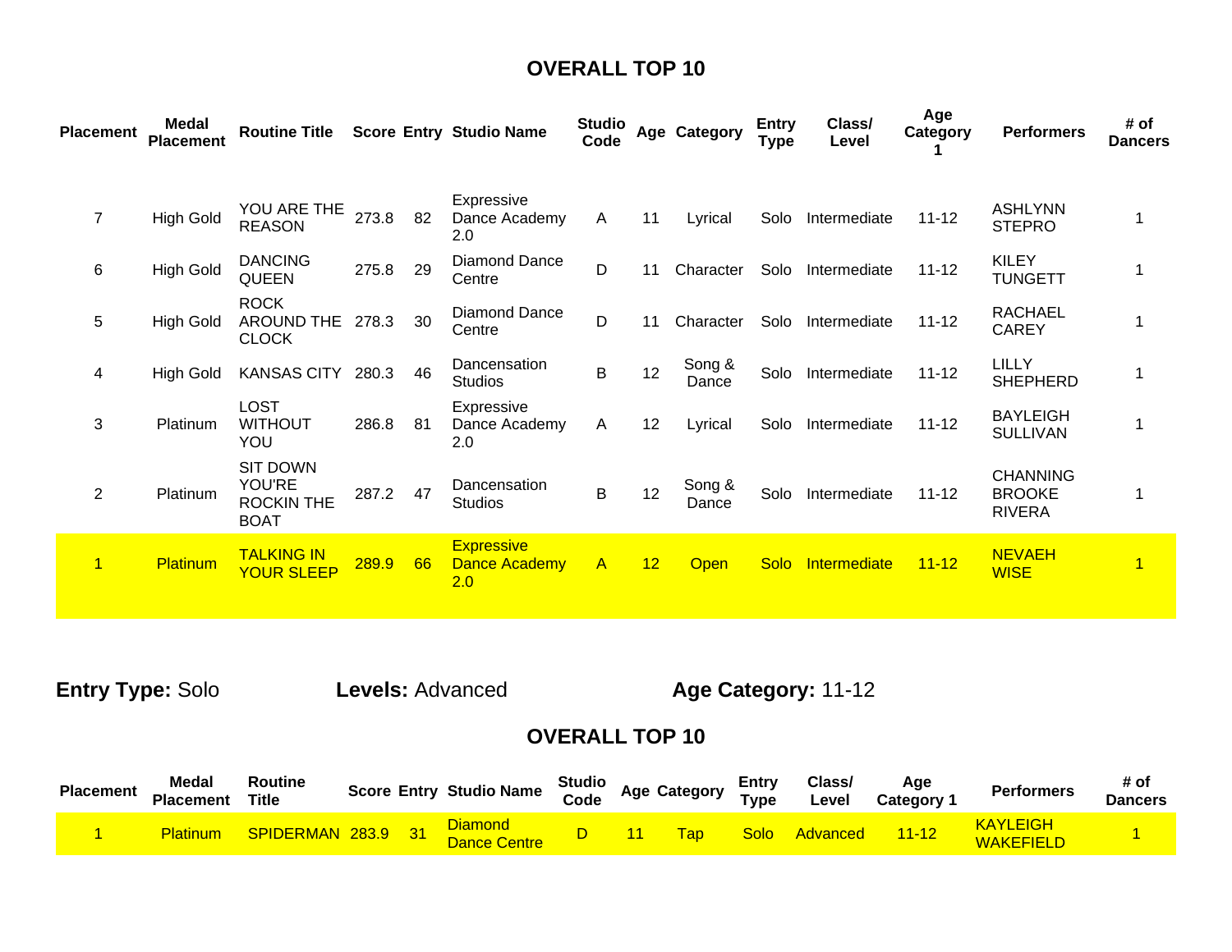## OVERALL TOP 10

| Placement | Medal Placement | Routine Title | Score | Entry | Studio Name | Studio Code | Age | Category | Entry Type | Class/ Level | Age Category 1 | Performers | # of Dancers |
|---|---|---|---|---|---|---|---|---|---|---|---|---|---|
| 7 | High Gold | YOU ARE THE REASON | 273.8 | 82 | Expressive Dance Academy 2.0 | A | 11 | Lyrical | Solo | Intermediate | 11-12 | ASHLYNN STEPRO | 1 |
| 6 | High Gold | DANCING QUEEN | 275.8 | 29 | Diamond Dance Centre | D | 11 | Character | Solo | Intermediate | 11-12 | KILEY TUNGETT | 1 |
| 5 | High Gold | ROCK AROUND THE CLOCK | 278.3 | 30 | Diamond Dance Centre | D | 11 | Character | Solo | Intermediate | 11-12 | RACHAEL CAREY | 1 |
| 4 | High Gold | KANSAS CITY | 280.3 | 46 | Dancensation Studios | B | 12 | Song & Dance | Solo | Intermediate | 11-12 | LILLY SHEPHERD | 1 |
| 3 | Platinum | LOST WITHOUT YOU | 286.8 | 81 | Expressive Dance Academy 2.0 | A | 12 | Lyrical | Solo | Intermediate | 11-12 | BAYLEIGH SULLIVAN | 1 |
| 2 | Platinum | SIT DOWN YOU'RE ROCKIN THE BOAT | 287.2 | 47 | Dancensation Studios | B | 12 | Song & Dance | Solo | Intermediate | 11-12 | CHANNING BROOKE RIVERA | 1 |
| 1 | Platinum | TALKING IN YOUR SLEEP | 289.9 | 66 | Expressive Dance Academy 2.0 | A | 12 | Open | Solo | Intermediate | 11-12 | NEVAEH WISE | 1 |

**Entry Type:** Solo **Levels:** Advanced **Age Category:** 11-12

## OVERALL TOP 10

| Placement | Medal Placement | Routine Title | Score | Entry | Studio Name | Studio Code | Age | Category | Entry Type | Class/ Level | Age Category 1 | Performers | # of Dancers |
|---|---|---|---|---|---|---|---|---|---|---|---|---|---|
| 1 | Platinum | SPIDERMAN | 283.9 | 31 | Diamond Dance Centre | D | 11 | Tap | Solo | Advanced | 11-12 | KAYLEIGH WAKEFIELD | 1 |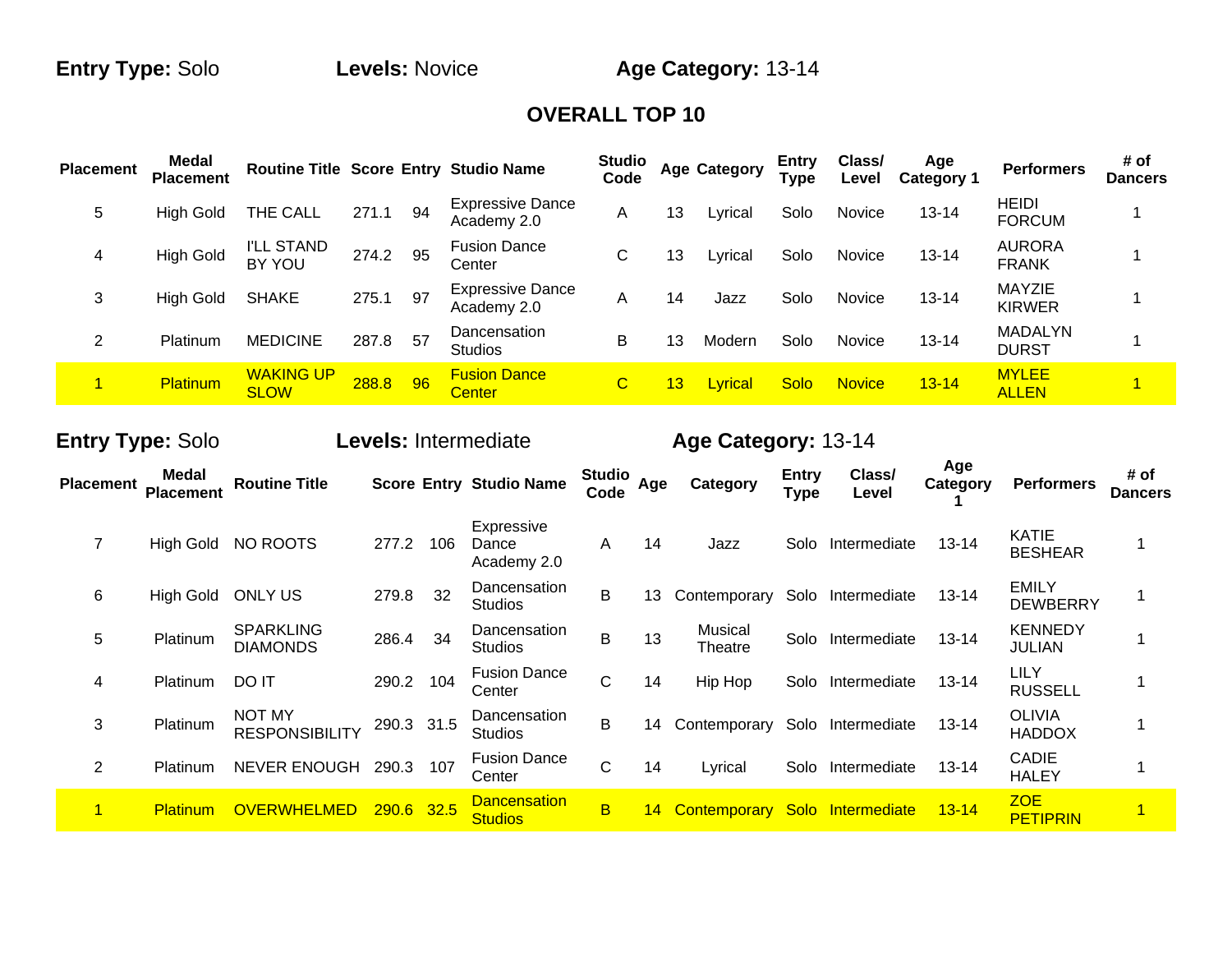**Entry Type:** Solo **Levels:** Novice **Age Category:** 13-14

## OVERALL TOP 10

| Placement | Medal Placement | Routine Title | Score | Entry | Studio Name | Studio Code | Age | Category | Entry Type | Class/ Level | Age Category 1 | Performers | # of Dancers |
|---|---|---|---|---|---|---|---|---|---|---|---|---|---|
| 5 | High Gold | THE CALL | 271.1 | 94 | Expressive Dance Academy 2.0 | A | 13 | Lyrical | Solo | Novice | 13-14 | HEIDI FORCUM | 1 |
| 4 | High Gold | I'LL STAND BY YOU | 274.2 | 95 | Fusion Dance Center | C | 13 | Lyrical | Solo | Novice | 13-14 | AURORA FRANK | 1 |
| 3 | High Gold | SHAKE | 275.1 | 97 | Expressive Dance Academy 2.0 | A | 14 | Jazz | Solo | Novice | 13-14 | MAYZIE KIRWER | 1 |
| 2 | Platinum | MEDICINE | 287.8 | 57 | Dancensation Studios | B | 13 | Modern | Solo | Novice | 13-14 | MADALYN DURST | 1 |
| 1 | Platinum | WAKING UP SLOW | 288.8 | 96 | Fusion Dance Center | C | 13 | Lyrical | Solo | Novice | 13-14 | MYLEE ALLEN | 1 |

**Entry Type:** Solo **Levels:** Intermediate **Age Category:** 13-14

| Placement | Medal Placement | Routine Title | Score | Entry | Studio Name | Studio Code | Age | Category | Entry Type | Class/ Level | Age Category 1 | Performers | # of Dancers |
|---|---|---|---|---|---|---|---|---|---|---|---|---|---|
| 7 | High Gold | NO ROOTS | 277.2 | 106 | Expressive Dance Academy 2.0 | A | 14 | Jazz | Solo | Intermediate | 13-14 | KATIE BESHEAR | 1 |
| 6 | High Gold | ONLY US | 279.8 | 32 | Dancensation Studios | B | 13 | Contemporary | Solo | Intermediate | 13-14 | EMILY DEWBERRY | 1 |
| 5 | Platinum | SPARKLING DIAMONDS | 286.4 | 34 | Dancensation Studios | B | 13 | Musical Theatre | Solo | Intermediate | 13-14 | KENNEDY JULIAN | 1 |
| 4 | Platinum | DO IT | 290.2 | 104 | Fusion Dance Center | C | 14 | Hip Hop | Solo | Intermediate | 13-14 | LILY RUSSELL | 1 |
| 3 | Platinum | NOT MY RESPONSIBILITY | 290.3 | 31.5 | Dancensation Studios | B | 14 | Contemporary | Solo | Intermediate | 13-14 | OLIVIA HADDOX | 1 |
| 2 | Platinum | NEVER ENOUGH | 290.3 | 107 | Fusion Dance Center | C | 14 | Lyrical | Solo | Intermediate | 13-14 | CADIE HALEY | 1 |
| 1 | Platinum | OVERWHELMED | 290.6 | 32.5 | Dancensation Studios | B | 14 | Contemporary | Solo | Intermediate | 13-14 | ZOE PETIPRIN | 1 |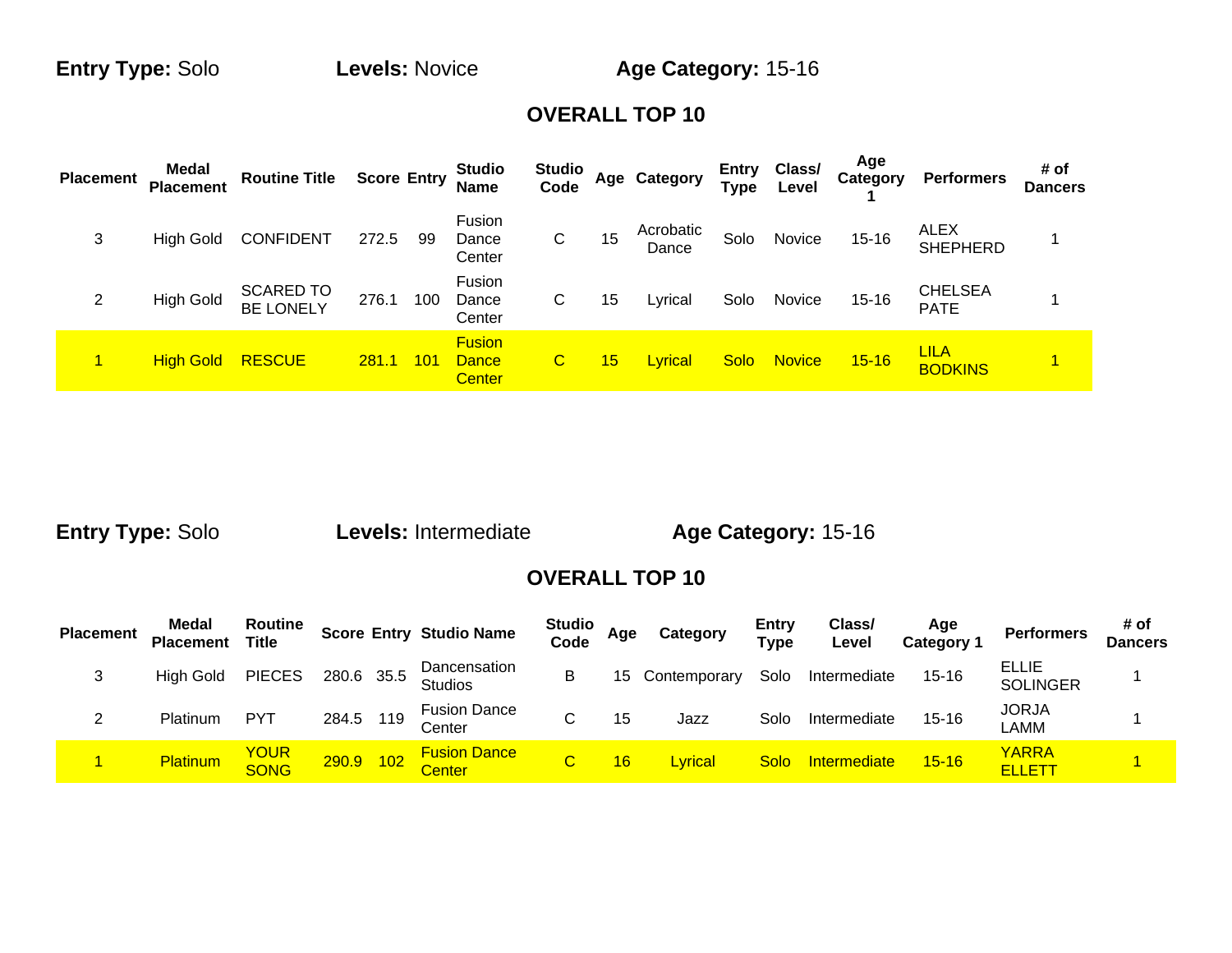**Entry Type:** Solo **Levels:** Novice **Age Category:** 15-16

## OVERALL TOP 10

| Placement | Medal Placement | Routine Title | Score | Entry | Studio Name | Studio Code | Age | Category | Entry Type | Class/ Level | Age Category 1 | Performers | # of Dancers |
|---|---|---|---|---|---|---|---|---|---|---|---|---|---|
| 3 | High Gold | CONFIDENT | 272.5 | 99 | Fusion Dance Center | C | 15 | Acrobatic Dance | Solo | Novice | 15-16 | ALEX SHEPHERD | 1 |
| 2 | High Gold | SCARED TO BE LONELY | 276.1 | 100 | Fusion Dance Center | C | 15 | Lyrical | Solo | Novice | 15-16 | CHELSEA PATE | 1 |
| 1 | High Gold | RESCUE | 281.1 | 101 | Fusion Dance Center | C | 15 | Lyrical | Solo | Novice | 15-16 | LILA BODKINS | 1 |

**Entry Type:** Solo **Levels:** Intermediate **Age Category:** 15-16

## OVERALL TOP 10

| Placement | Medal Placement | Routine Title | Score | Entry | Studio Name | Studio Code | Age | Category | Entry Type | Class/ Level | Age Category 1 | Performers | # of Dancers |
|---|---|---|---|---|---|---|---|---|---|---|---|---|---|
| 3 | High Gold | PIECES | 280.6 | 35.5 | Dancensation Studios | B | 15 | Contemporary | Solo | Intermediate | 15-16 | ELLIE SOLINGER | 1 |
| 2 | Platinum | PYT | 284.5 | 119 | Fusion Dance Center | C | 15 | Jazz | Solo | Intermediate | 15-16 | JORJA LAMM | 1 |
| 1 | Platinum | YOUR SONG | 290.9 | 102 | Fusion Dance Center | C | 16 | Lyrical | Solo | Intermediate | 15-16 | YARRA ELLETT | 1 |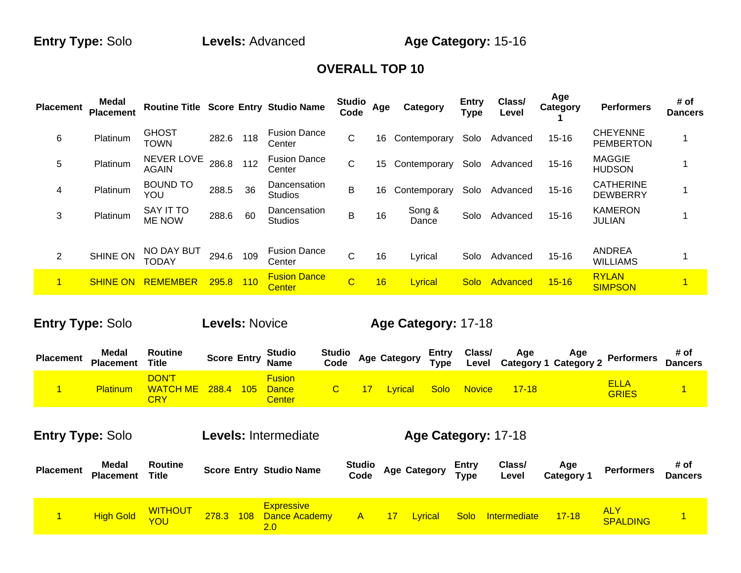**Entry Type:** Solo **Levels:** Advanced **Age Category:** 15-16

## OVERALL TOP 10

| Placement | Medal Placement | Routine Title | Score | Entry | Studio Name | Studio Code | Age | Category | Entry Type | Class/ Level | Age Category 1 | Performers | # of Dancers |
|---|---|---|---|---|---|---|---|---|---|---|---|---|---|
| 6 | Platinum | GHOST TOWN | 282.6 | 118 | Fusion Dance Center | C | 16 | Contemporary | Solo | Advanced | 15-16 | CHEYENNE PEMBERTON | 1 |
| 5 | Platinum | NEVER LOVE AGAIN | 286.8 | 112 | Fusion Dance Center | C | 15 | Contemporary | Solo | Advanced | 15-16 | MAGGIE HUDSON | 1 |
| 4 | Platinum | BOUND TO YOU | 288.5 | 36 | Dancensation Studios | B | 16 | Contemporary | Solo | Advanced | 15-16 | CATHERINE DEWBERRY | 1 |
| 3 | Platinum | SAY IT TO ME NOW | 288.6 | 60 | Dancensation Studios | B | 16 | Song & Dance | Solo | Advanced | 15-16 | KAMERON JULIAN | 1 |
| 2 | SHINE ON | NO DAY BUT TODAY | 294.6 | 109 | Fusion Dance Center | C | 16 | Lyrical | Solo | Advanced | 15-16 | ANDREA WILLIAMS | 1 |
| 1 | SHINE ON | REMEMBER | 295.8 | 110 | Fusion Dance Center | C | 16 | Lyrical | Solo | Advanced | 15-16 | RYLAN SIMPSON | 1 |

**Entry Type:** Solo **Levels:** Novice **Age Category:** 17-18

| Placement | Medal Placement | Routine Title | Score | Entry | Studio Name | Studio Code | Age | Category | Entry Type | Class/ Level | Age Category 1 | Age Category 2 | Performers | # of Dancers |
|---|---|---|---|---|---|---|---|---|---|---|---|---|---|---|
| 1 | Platinum | DON'T WATCH ME CRY | 288.4 | 105 | Fusion Dance Center | C | 17 | Lyrical | Solo | Novice | 17-18 | | ELLA GRIES | 1 |

**Entry Type:** Solo **Levels:** Intermediate **Age Category:** 17-18

| Placement | Medal Placement | Routine Title | Score | Entry | Studio Name | Studio Code | Age | Category | Entry Type | Class/ Level | Age Category 1 | Performers | # of Dancers |
|---|---|---|---|---|---|---|---|---|---|---|---|---|---|
| 1 | High Gold | WITHOUT YOU | 278.3 | 108 | Expressive Dance Academy 2.0 | A | 17 | Lyrical | Solo | Intermediate | 17-18 | ALY SPALDING | 1 |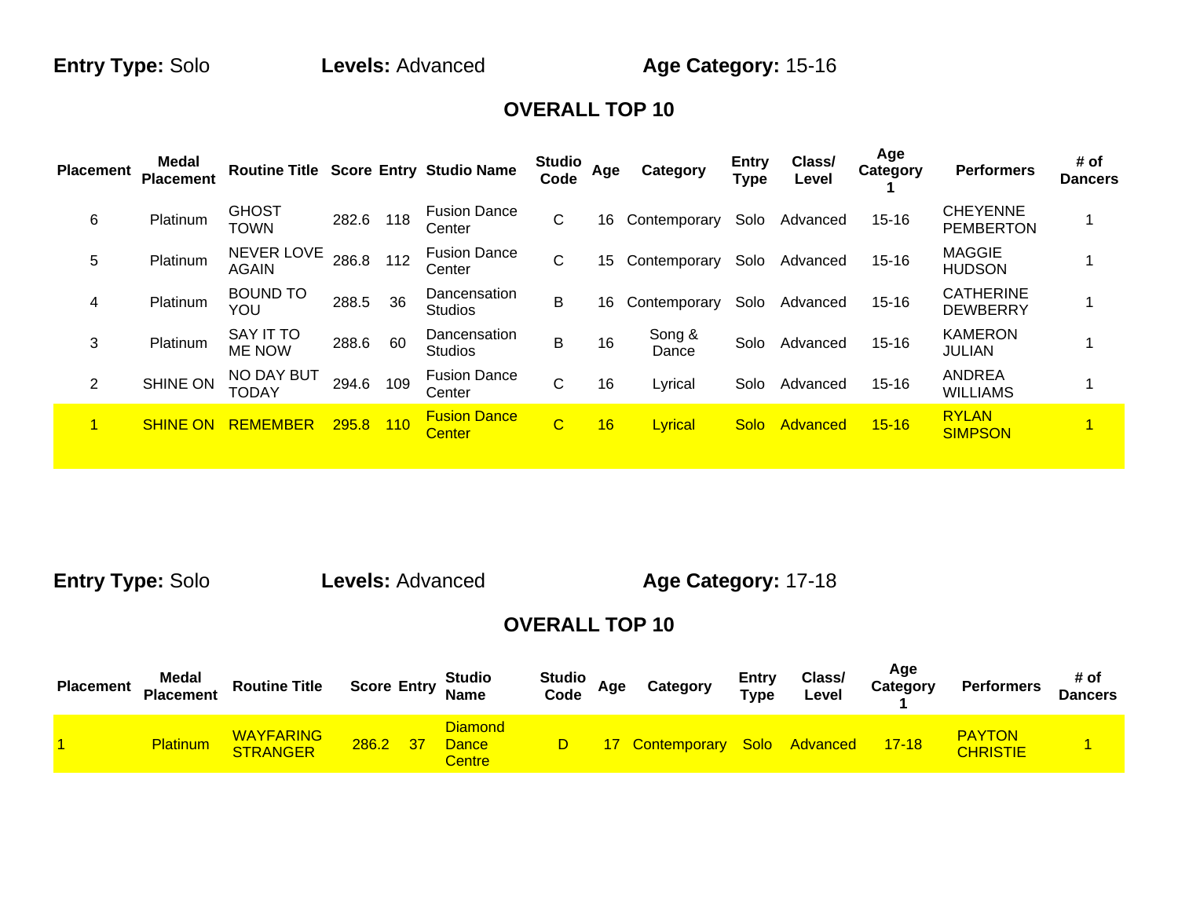**Entry Type:** Solo **Levels:** Advanced **Age Category:** 15-16

## OVERALL TOP 10

| Placement | Medal Placement | Routine Title | Score | Entry | Studio Name | Studio Code | Age | Category | Entry Type | Class/ Level | Age Category 1 | Performers | # of Dancers |
|---|---|---|---|---|---|---|---|---|---|---|---|---|---|
| 6 | Platinum | GHOST TOWN | 282.6 | 118 | Fusion Dance Center | C | 16 | Contemporary | Solo | Advanced | 15-16 | CHEYENNE PEMBERTON | 1 |
| 5 | Platinum | NEVER LOVE AGAIN | 286.8 | 112 | Fusion Dance Center | C | 15 | Contemporary | Solo | Advanced | 15-16 | MAGGIE HUDSON | 1 |
| 4 | Platinum | BOUND TO YOU | 288.5 | 36 | Dancensation Studios | B | 16 | Contemporary | Solo | Advanced | 15-16 | CATHERINE DEWBERRY | 1 |
| 3 | Platinum | SAY IT TO ME NOW | 288.6 | 60 | Dancensation Studios | B | 16 | Song & Dance | Solo | Advanced | 15-16 | KAMERON JULIAN | 1 |
| 2 | SHINE ON | NO DAY BUT TODAY | 294.6 | 109 | Fusion Dance Center | C | 16 | Lyrical | Solo | Advanced | 15-16 | ANDREA WILLIAMS | 1 |
| 1 | SHINE ON | REMEMBER | 295.8 | 110 | Fusion Dance Center | C | 16 | Lyrical | Solo | Advanced | 15-16 | RYLAN SIMPSON | 1 |

**Entry Type:** Solo **Levels:** Advanced **Age Category:** 17-18

## OVERALL TOP 10

| Placement | Medal Placement | Routine Title | Score | Entry | Studio Name | Studio Code | Age | Category | Entry Type | Class/ Level | Age Category 1 | Performers | # of Dancers |
|---|---|---|---|---|---|---|---|---|---|---|---|---|---|
| 1 | Platinum | WAYFARING STRANGER | 286.2 | 37 | Diamond Dance Centre | D | 17 | Contemporary | Solo | Advanced | 17-18 | PAYTON CHRISTIE | 1 |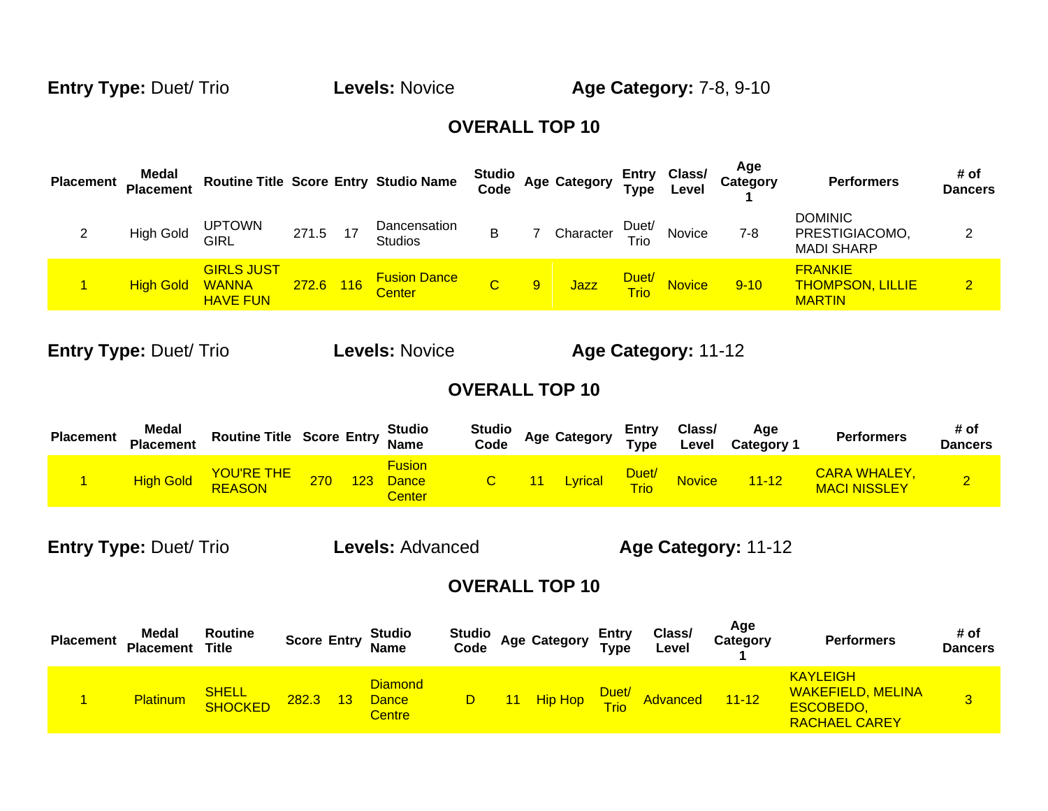**Entry Type:** Duet/ Trio **Levels:** Novice **Age Category:** 7-8, 9-10

## OVERALL TOP 10

| Placement | Medal Placement | Routine Title | Score | Entry | Studio Name | Studio Code | Age | Category | Entry Type | Class/ Level | Age Category 1 | Performers | # of Dancers |
|---|---|---|---|---|---|---|---|---|---|---|---|---|---|
| 2 | High Gold | UPTOWN GIRL | 271.5 | 17 | Dancensation Studios | B | 7 | Character | Duet/ Trio | Novice | 7-8 | DOMINIC PRESTIGIACOMO, MADI SHARP | 2 |
| 1 | High Gold | GIRLS JUST WANNA HAVE FUN | 272.6 | 116 | Fusion Dance Center | C | 9 | Jazz | Duet/ Trio | Novice | 9-10 | FRANKIE THOMPSON, LILLIE MARTIN | 2 |

**Entry Type:** Duet/ Trio **Levels:** Novice **Age Category:** 11-12

## OVERALL TOP 10

| Placement | Medal Placement | Routine Title | Score | Entry | Studio Name | Studio Code | Age | Category | Entry Type | Class/ Level | Age Category 1 | Performers | # of Dancers |
|---|---|---|---|---|---|---|---|---|---|---|---|---|---|
| 1 | High Gold | YOU'RE THE REASON | 270 | 123 | Fusion Dance Center | C | 11 | Lyrical | Duet/ Trio | Novice | 11-12 | CARA WHALEY, MACI NISSLEY | 2 |

**Entry Type:** Duet/ Trio **Levels:** Advanced **Age Category:** 11-12

## OVERALL TOP 10

| Placement | Medal Placement | Routine Title | Score | Entry | Studio Name | Studio Code | Age | Category | Entry Type | Class/ Level | Age Category 1 | Performers | # of Dancers |
|---|---|---|---|---|---|---|---|---|---|---|---|---|---|
| 1 | Platinum | SHELL SHOCKED | 282.3 | 13 | Diamond Dance Centre | D | 11 | Hip Hop | Duet/ Trio | Advanced | 11-12 | KAYLEIGH WAKEFIELD, MELINA ESCOBEDO, RACHAEL CAREY | 3 |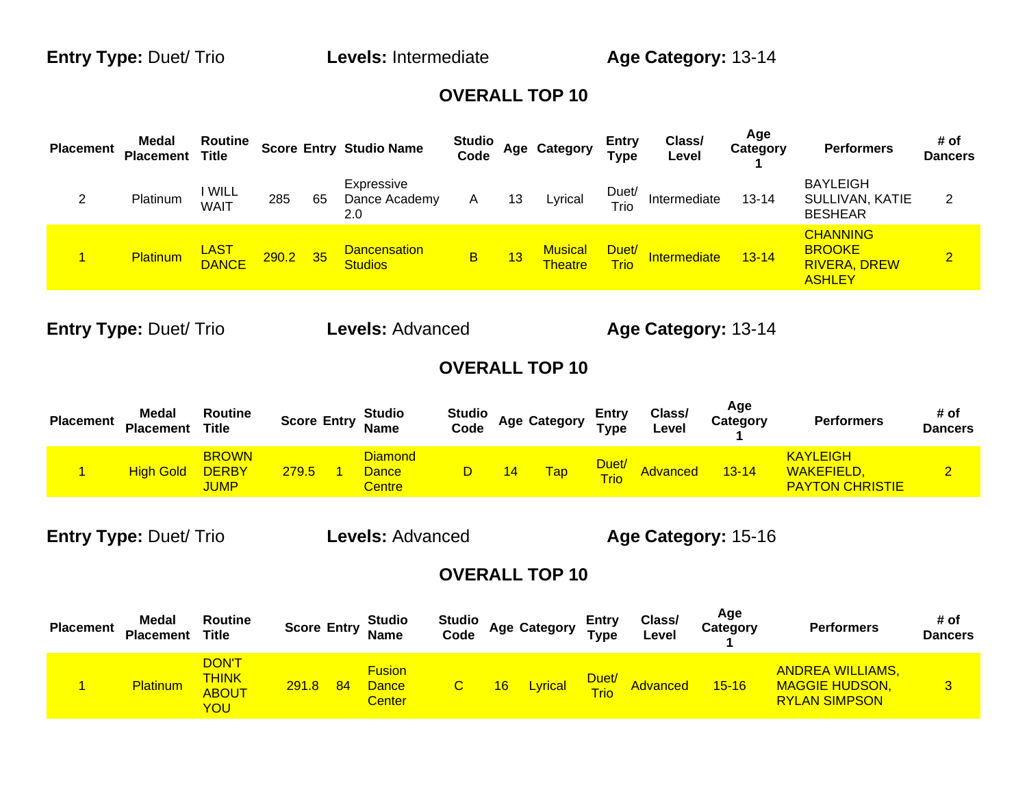**Entry Type:** Duet/ Trio **Levels:** Intermediate **Age Category:** 13-14

## OVERALL TOP 10

| Placement | Medal Placement | Routine Title | Score | Entry | Studio Name | Studio Code | Age | Category | Entry Type | Class/ Level | Age Category 1 | Performers | # of Dancers |
|---|---|---|---|---|---|---|---|---|---|---|---|---|---|
| 2 | Platinum | I WILL WAIT | 285 | 65 | Expressive Dance Academy 2.0 | A | 13 | Lyrical | Duet/ Trio | Intermediate | 13-14 | BAYLEIGH SULLIVAN, KATIE BESHEAR | 2 |
| 1 | Platinum | LAST DANCE | 290.2 | 35 | Dancensation Studios | B | 13 | Musical Theatre | Duet/ Trio | Intermediate | 13-14 | CHANNING BROOKE RIVERA, DREW ASHLEY | 2 |

**Entry Type:** Duet/ Trio **Levels:** Advanced **Age Category:** 13-14

## OVERALL TOP 10

| Placement | Medal Placement | Routine Title | Score | Entry | Studio Name | Studio Code | Age | Category | Entry Type | Class/ Level | Age Category 1 | Performers | # of Dancers |
|---|---|---|---|---|---|---|---|---|---|---|---|---|---|
| 1 | High Gold | BROWN DERBY JUMP | 279.5 | 1 | Diamond Dance Centre | D | 14 | Tap | Duet/ Trio | Advanced | 13-14 | KAYLEIGH WAKEFIELD, PAYTON CHRISTIE | 2 |

**Entry Type:** Duet/ Trio **Levels:** Advanced **Age Category:** 15-16

## OVERALL TOP 10

| Placement | Medal Placement | Routine Title | Score | Entry | Studio Name | Studio Code | Age | Category | Entry Type | Class/ Level | Age Category 1 | Performers | # of Dancers |
|---|---|---|---|---|---|---|---|---|---|---|---|---|---|
| 1 | Platinum | DON'T THINK ABOUT YOU | 291.8 | 84 | Fusion Dance Center | C | 16 | Lyrical | Duet/ Trio | Advanced | 15-16 | ANDREA WILLIAMS, MAGGIE HUDSON, RYLAN SIMPSON | 3 |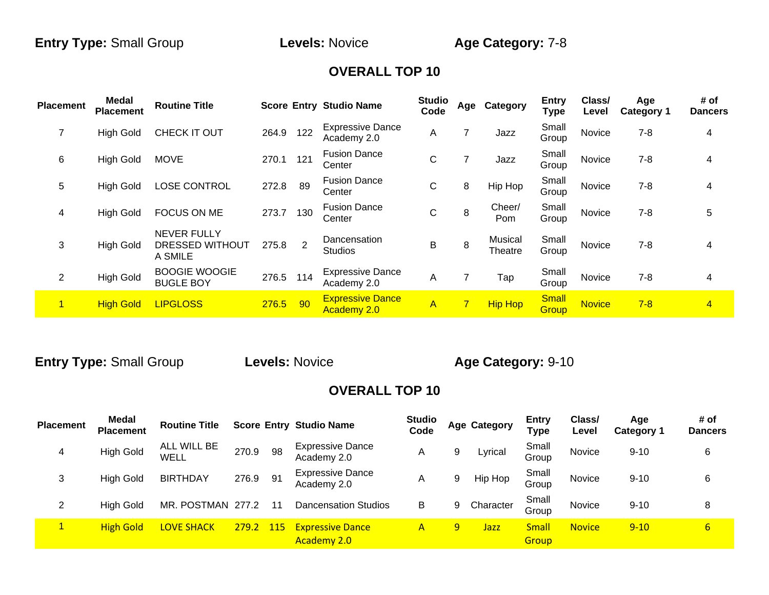**Entry Type:** Small Group **Levels:** Novice **Age Category:** 7-8

## OVERALL TOP 10

| Placement | Medal Placement | Routine Title | Score | Entry | Studio Name | Studio Code | Age | Category | Entry Type | Class/ Level | Age Category 1 | # of Dancers |
|---|---|---|---|---|---|---|---|---|---|---|---|---|
| 7 | High Gold | CHECK IT OUT | 264.9 | 122 | Expressive Dance Academy 2.0 | A | 7 | Jazz | Small Group | Novice | 7-8 | 4 |
| 6 | High Gold | MOVE | 270.1 | 121 | Fusion Dance Center | C | 7 | Jazz | Small Group | Novice | 7-8 | 4 |
| 5 | High Gold | LOSE CONTROL | 272.8 | 89 | Fusion Dance Center | C | 8 | Hip Hop | Small Group | Novice | 7-8 | 4 |
| 4 | High Gold | FOCUS ON ME | 273.7 | 130 | Fusion Dance Center | C | 8 | Cheer/ Pom | Small Group | Novice | 7-8 | 5 |
| 3 | High Gold | NEVER FULLY DRESSED WITHOUT A SMILE | 275.8 | 2 | Dancensation Studios | B | 8 | Musical Theatre | Small Group | Novice | 7-8 | 4 |
| 2 | High Gold | BOOGIE WOOGIE BUGLE BOY | 276.5 | 114 | Expressive Dance Academy 2.0 | A | 7 | Tap | Small Group | Novice | 7-8 | 4 |
| 1 | High Gold | LIPGLOSS | 276.5 | 90 | Expressive Dance Academy 2.0 | A | 7 | Hip Hop | Small Group | Novice | 7-8 | 4 |

**Entry Type:** Small Group **Levels:** Novice **Age Category:** 9-10

## OVERALL TOP 10

| Placement | Medal Placement | Routine Title | Score | Entry | Studio Name | Studio Code | Age | Category | Entry Type | Class/ Level | Age Category 1 | # of Dancers |
|---|---|---|---|---|---|---|---|---|---|---|---|---|
| 4 | High Gold | ALL WILL BE WELL | 270.9 | 98 | Expressive Dance Academy 2.0 | A | 9 | Lyrical | Small Group | Novice | 9-10 | 6 |
| 3 | High Gold | BIRTHDAY | 276.9 | 91 | Expressive Dance Academy 2.0 | A | 9 | Hip Hop | Small Group | Novice | 9-10 | 6 |
| 2 | High Gold | MR. POSTMAN | 277.2 | 11 | Dancensation Studios | B | 9 | Character | Small Group | Novice | 9-10 | 8 |
| 1 | High Gold | LOVE SHACK | 279.2 | 115 | Expressive Dance Academy 2.0 | A | 9 | Jazz | Small Group | Novice | 9-10 | 6 |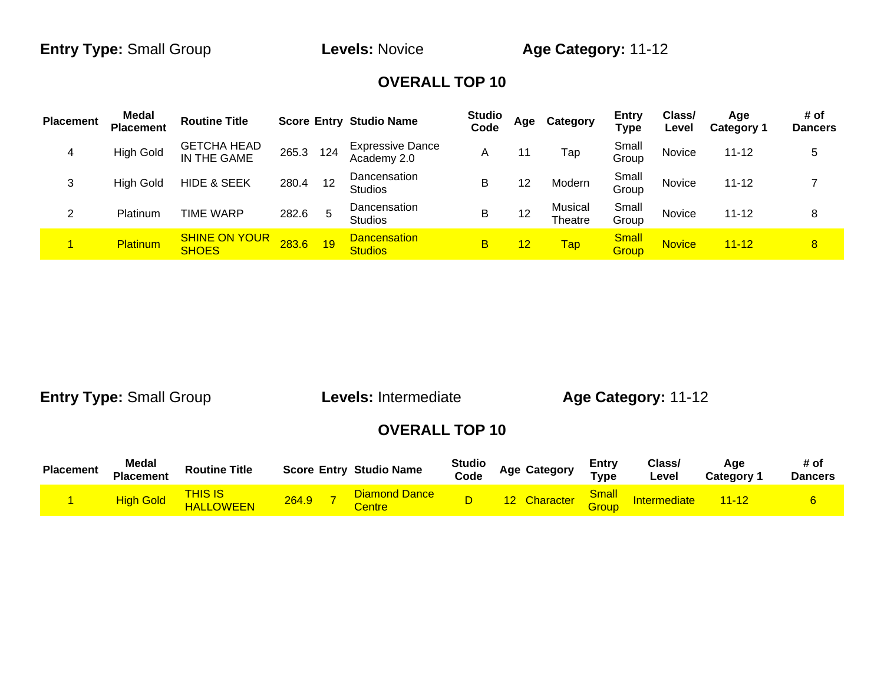**Entry Type:** Small Group **Levels:** Novice **Age Category:** 11-12

## OVERALL TOP 10

| Placement | Medal Placement | Routine Title | Score | Entry | Studio Name | Studio Code | Age | Category | Entry Type | Class/ Level | Age Category 1 | # of Dancers |
|---|---|---|---|---|---|---|---|---|---|---|---|---|
| 4 | High Gold | GETCHA HEAD IN THE GAME | 265.3 | 124 | Expressive Dance Academy 2.0 | A | 11 | Tap | Small Group | Novice | 11-12 | 5 |
| 3 | High Gold | HIDE & SEEK | 280.4 | 12 | Dancensation Studios | B | 12 | Modern | Small Group | Novice | 11-12 | 7 |
| 2 | Platinum | TIME WARP | 282.6 | 5 | Dancensation Studios | B | 12 | Musical Theatre | Small Group | Novice | 11-12 | 8 |
| 1 | Platinum | SHINE ON YOUR SHOES | 283.6 | 19 | Dancensation Studios | B | 12 | Tap | Small Group | Novice | 11-12 | 8 |

**Entry Type:** Small Group **Levels:** Intermediate **Age Category:** 11-12

## OVERALL TOP 10

| Placement | Medal Placement | Routine Title | Score | Entry | Studio Name | Studio Code | Age | Category | Entry Type | Class/ Level | Age Category 1 | # of Dancers |
|---|---|---|---|---|---|---|---|---|---|---|---|---|
| 1 | High Gold | THIS IS HALLOWEEN | 264.9 | 7 | Diamond Dance Centre | D | 12 | Character | Small Group | Intermediate | 11-12 | 6 |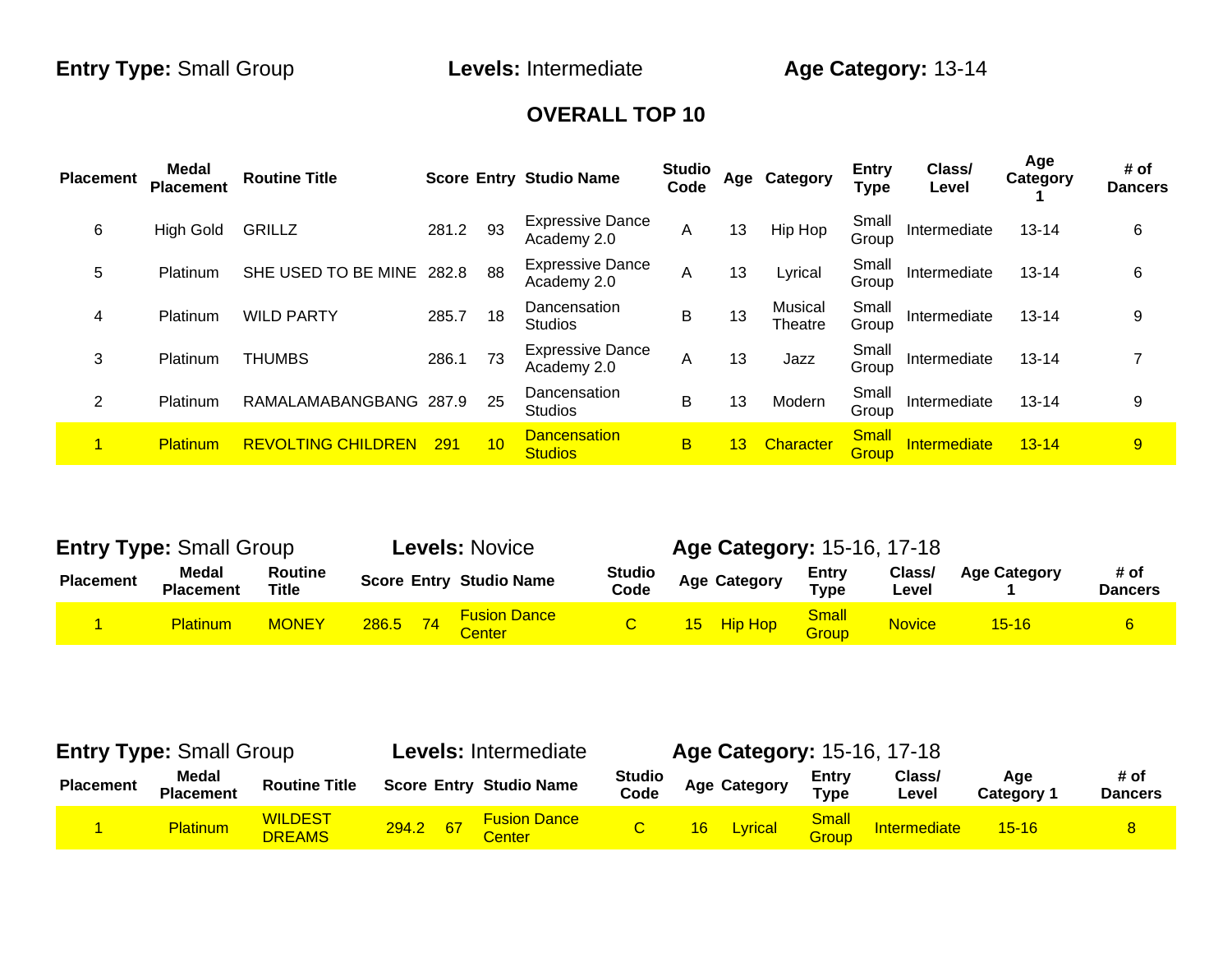**Entry Type:** Small Group **Levels:** Intermediate **Age Category:** 13-14

## OVERALL TOP 10

| Placement | Medal Placement | Routine Title | Score | Entry | Studio Name | Studio Code | Age | Category | Entry Type | Class/ Level | Age Category 1 | # of Dancers |
|---|---|---|---|---|---|---|---|---|---|---|---|---|
| 6 | High Gold | GRILLZ | 281.2 | 93 | Expressive Dance Academy 2.0 | A | 13 | Hip Hop | Small Group | Intermediate | 13-14 | 6 |
| 5 | Platinum | SHE USED TO BE MINE | 282.8 | 88 | Expressive Dance Academy 2.0 | A | 13 | Lyrical | Small Group | Intermediate | 13-14 | 6 |
| 4 | Platinum | WILD PARTY | 285.7 | 18 | Dancensation Studios | B | 13 | Musical Theatre | Small Group | Intermediate | 13-14 | 9 |
| 3 | Platinum | THUMBS | 286.1 | 73 | Expressive Dance Academy 2.0 | A | 13 | Jazz | Small Group | Intermediate | 13-14 | 7 |
| 2 | Platinum | RAMALAMABANGBANG | 287.9 | 25 | Dancensation Studios | B | 13 | Modern | Small Group | Intermediate | 13-14 | 9 |
| 1 | Platinum | REVOLTING CHILDREN | 291 | 10 | Dancensation Studios | B | 13 | Character | Small Group | Intermediate | 13-14 | 9 |

**Entry Type:** Small Group **Levels:** Novice **Age Category:** 15-16, 17-18

| Placement | Medal Placement | Routine Title | Score | Entry | Studio Name | Studio Code | Age | Category | Entry Type | Class/ Level | Age Category 1 | # of Dancers |
|---|---|---|---|---|---|---|---|---|---|---|---|---|
| 1 | Platinum | MONEY | 286.5 | 74 | Fusion Dance Center | C | 15 | Hip Hop | Small Group | Novice | 15-16 | 6 |

**Entry Type:** Small Group **Levels:** Intermediate **Age Category:** 15-16, 17-18

| Placement | Medal Placement | Routine Title | Score | Entry | Studio Name | Studio Code | Age | Category | Entry Type | Class/ Level | Age Category 1 | # of Dancers |
|---|---|---|---|---|---|---|---|---|---|---|---|---|
| 1 | Platinum | WILDEST DREAMS | 294.2 | 67 | Fusion Dance Center | C | 16 | Lyrical | Small Group | Intermediate | 15-16 | 8 |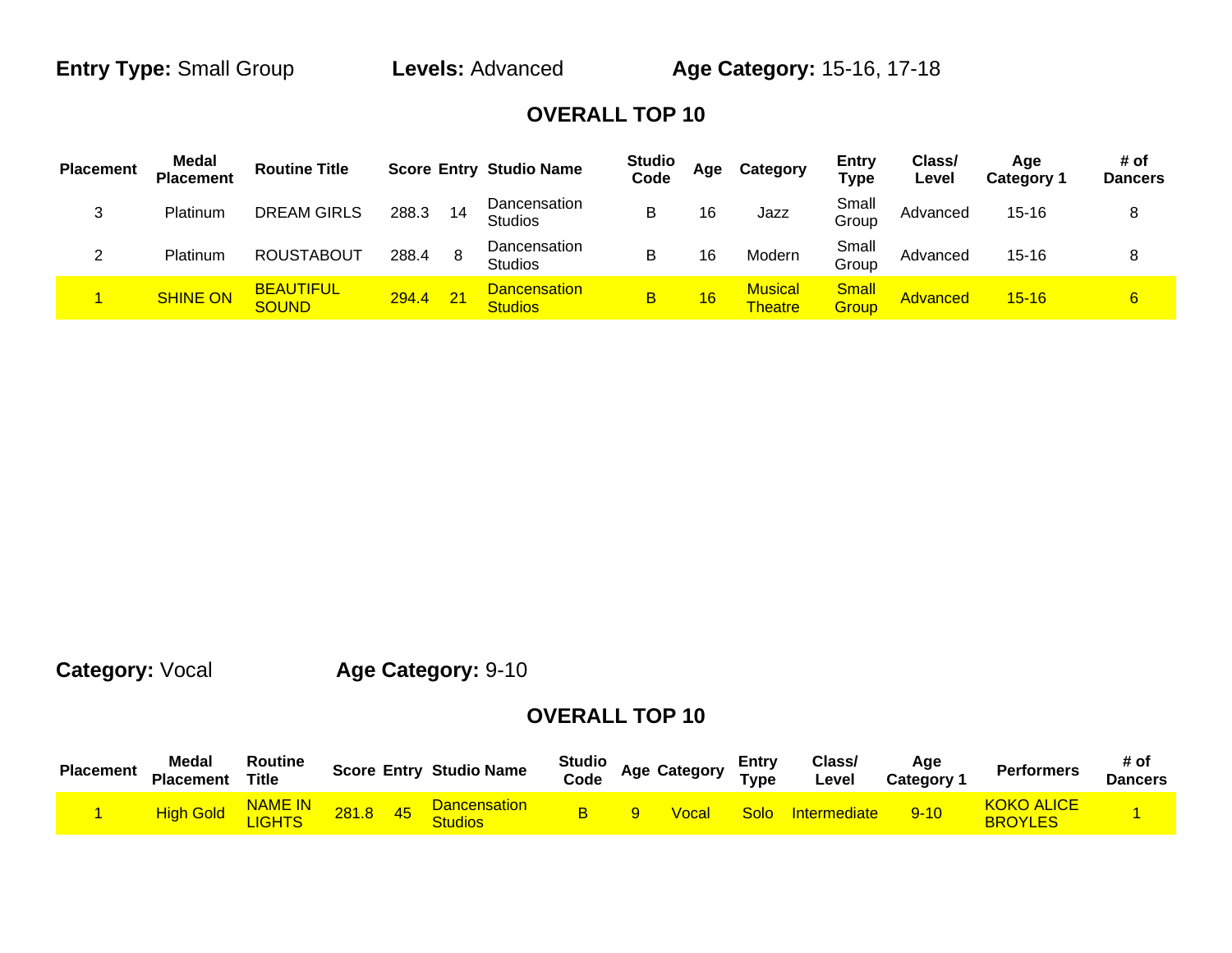**Entry Type:** Small Group **Levels:** Advanced **Age Category:** 15-16, 17-18

## OVERALL TOP 10

| Placement | Medal Placement | Routine Title | Score | Entry | Studio Name | Studio Code | Age | Category | Entry Type | Class/ Level | Age Category 1 | # of Dancers |
|---|---|---|---|---|---|---|---|---|---|---|---|---|
| 3 | Platinum | DREAM GIRLS | 288.3 | 14 | Dancensation Studios | B | 16 | Jazz | Small Group | Advanced | 15-16 | 8 |
| 2 | Platinum | ROUSTABOUT | 288.4 | 8 | Dancensation Studios | B | 16 | Modern | Small Group | Advanced | 15-16 | 8 |
| 1 | SHINE ON | BEAUTIFUL SOUND | 294.4 | 21 | Dancensation Studios | B | 16 | Musical Theatre | Small Group | Advanced | 15-16 | 6 |

**Category:** Vocal **Age Category:** 9-10

## OVERALL TOP 10

| Placement | Medal Placement | Routine Title | Score | Entry | Studio Name | Studio Code | Age | Category | Entry Type | Class/ Level | Age Category 1 | Performers | # of Dancers |
|---|---|---|---|---|---|---|---|---|---|---|---|---|---|
| 1 | High Gold | NAME IN LIGHTS | 281.8 | 45 | Dancensation Studios | B | 9 | Vocal | Solo | Intermediate | 9-10 | KOKO ALICE BROYLES | 1 |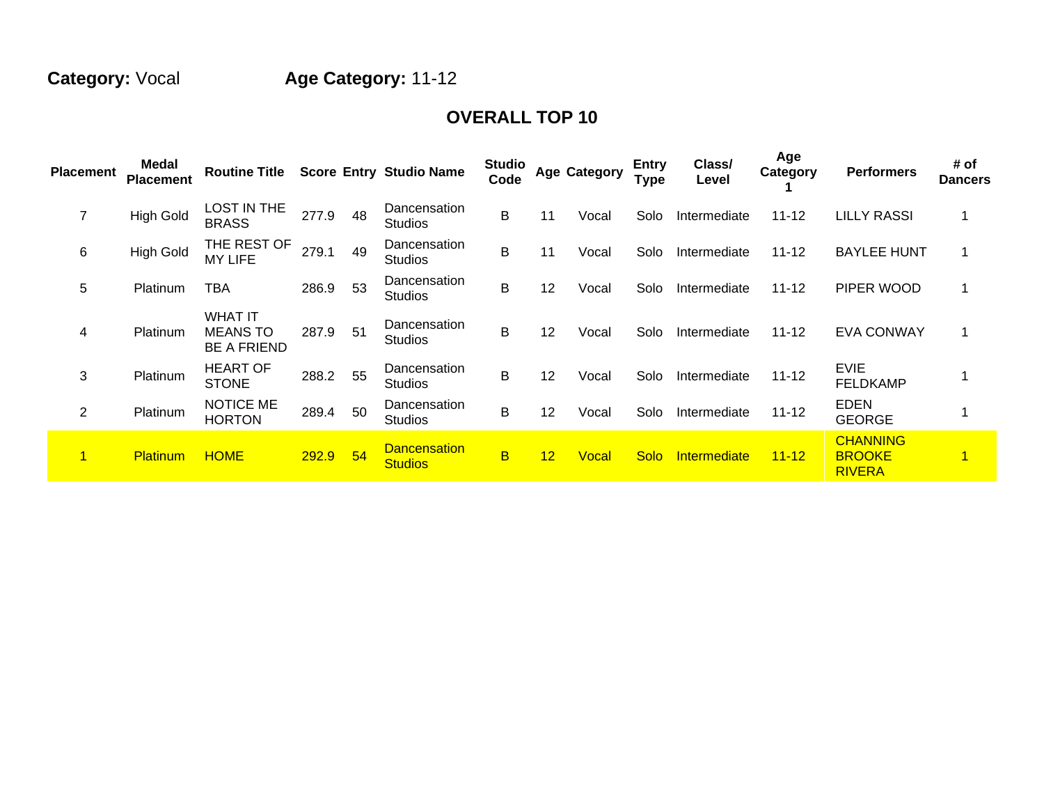**Category:** Vocal **Age Category:** 11-12

## OVERALL TOP 10

| Placement | Medal Placement | Routine Title | Score | Entry | Studio Name | Studio Code | Age | Category | Entry Type | Class/ Level | Age Category 1 | Performers | # of Dancers |
|---|---|---|---|---|---|---|---|---|---|---|---|---|---|
| 7 | High Gold | LOST IN THE BRASS | 277.9 | 48 | Dancensation Studios | B | 11 | Vocal | Solo | Intermediate | 11-12 | LILLY RASSI | 1 |
| 6 | High Gold | THE REST OF MY LIFE | 279.1 | 49 | Dancensation Studios | B | 11 | Vocal | Solo | Intermediate | 11-12 | BAYLEE HUNT | 1 |
| 5 | Platinum | TBA | 286.9 | 53 | Dancensation Studios | B | 12 | Vocal | Solo | Intermediate | 11-12 | PIPER WOOD | 1 |
| 4 | Platinum | WHAT IT MEANS TO BE A FRIEND | 287.9 | 51 | Dancensation Studios | B | 12 | Vocal | Solo | Intermediate | 11-12 | EVA CONWAY | 1 |
| 3 | Platinum | HEART OF STONE | 288.2 | 55 | Dancensation Studios | B | 12 | Vocal | Solo | Intermediate | 11-12 | EVIE FELDKAMP | 1 |
| 2 | Platinum | NOTICE ME HORTON | 289.4 | 50 | Dancensation Studios | B | 12 | Vocal | Solo | Intermediate | 11-12 | EDEN GEORGE | 1 |
| 1 | Platinum | HOME | 292.9 | 54 | Dancensation Studios | B | 12 | Vocal | Solo | Intermediate | 11-12 | CHANNING BROOKE RIVERA | 1 |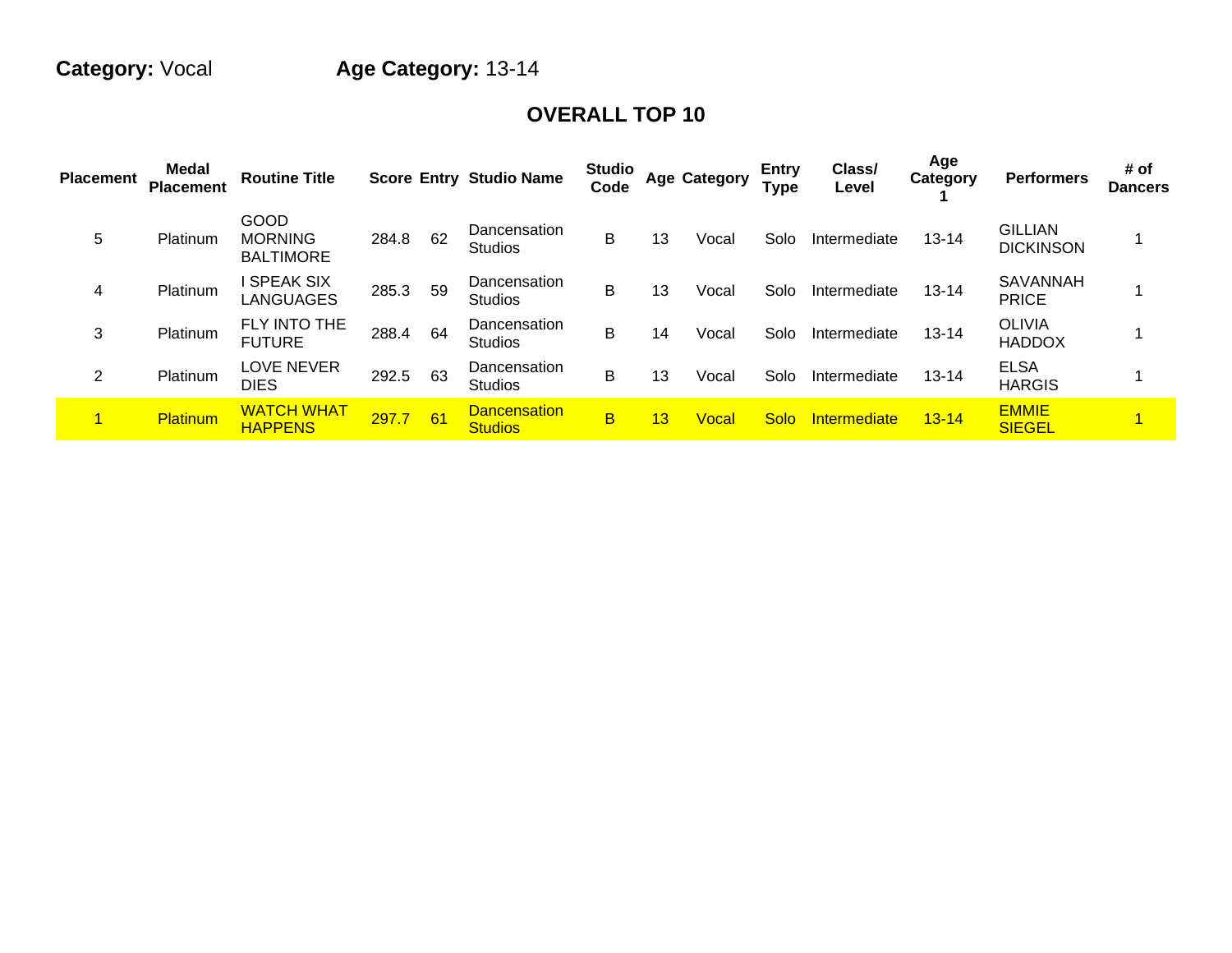**Category:** Vocal **Age Category:** 13-14

## OVERALL TOP 10

| Placement | Medal Placement | Routine Title | Score | Entry | Studio Name | Studio Code | Age | Category | Entry Type | Class/ Level | Age Category 1 | Performers | # of Dancers |
|---|---|---|---|---|---|---|---|---|---|---|---|---|---|
| 5 | Platinum | GOOD MORNING BALTIMORE | 284.8 | 62 | Dancensation Studios | B | 13 | Vocal | Solo | Intermediate | 13-14 | GILLIAN DICKINSON | 1 |
| 4 | Platinum | I SPEAK SIX LANGUAGES | 285.3 | 59 | Dancensation Studios | B | 13 | Vocal | Solo | Intermediate | 13-14 | SAVANNAH PRICE | 1 |
| 3 | Platinum | FLY INTO THE FUTURE | 288.4 | 64 | Dancensation Studios | B | 14 | Vocal | Solo | Intermediate | 13-14 | OLIVIA HADDOX | 1 |
| 2 | Platinum | LOVE NEVER DIES | 292.5 | 63 | Dancensation Studios | B | 13 | Vocal | Solo | Intermediate | 13-14 | ELSA HARGIS | 1 |
| 1 | Platinum | WATCH WHAT HAPPENS | 297.7 | 61 | Dancensation Studios | B | 13 | Vocal | Solo | Intermediate | 13-14 | EMMIE SIEGEL | 1 |